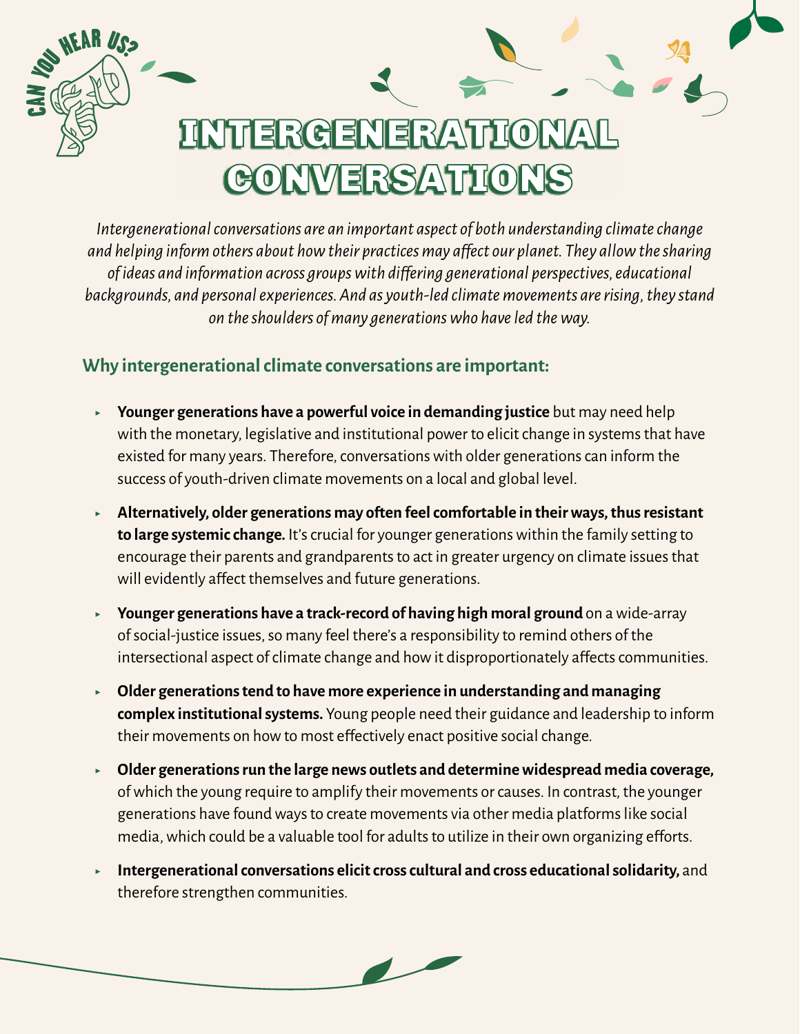CAN YOU HEAR US?

# INTERGENERATIONAL CONVERSATIONS

*Intergenerational conversations are an important aspect of both understanding climate change and helping inform others about how their practices may affect our planet. They allow the sharing of ideas and information across groups with differing generational perspectives, educational backgrounds, and personal experiences. And as youth-led climate movements are rising, they stand on the shoulders of many generations who have led the way.*

## Why intergenerational climate conversations are important:

- **Younger generations have a powerful voice in demanding justice** but may need help with the monetary, legislative and institutional power to elicit change in systems that have existed for many years. Therefore, conversations with older generations can inform the success of youth-driven climate movements on a local and global level.
- **Alternatively, older generations may often feel comfortable in their ways, thus resistant to large systemic change.** It's crucial for younger generations within the family setting to encourage their parents and grandparents to act in greater urgency on climate issues that will evidently affect themselves and future generations.
- **Younger generations have a track-record of having high moral ground** on a wide-array of social-justice issues, so many feel there's a responsibility to remind others of the intersectional aspect of climate change and how it disproportionately affects communities.
- **Older generations tend to have more experience in understanding and managing complex institutional systems.** Young people need their guidance and leadership to inform their movements on how to most effectively enact positive social change.
- **Older generations run the large news outlets and determine widespread media coverage,** of which the young require to amplify their movements or causes. In contrast, the younger generations have found ways to create movements via other media platforms like social media, which could be a valuable tool for adults to utilize in their own organizing efforts.
- **Intergenerational conversations elicit cross cultural and cross educational solidarity,** and therefore strengthen communities.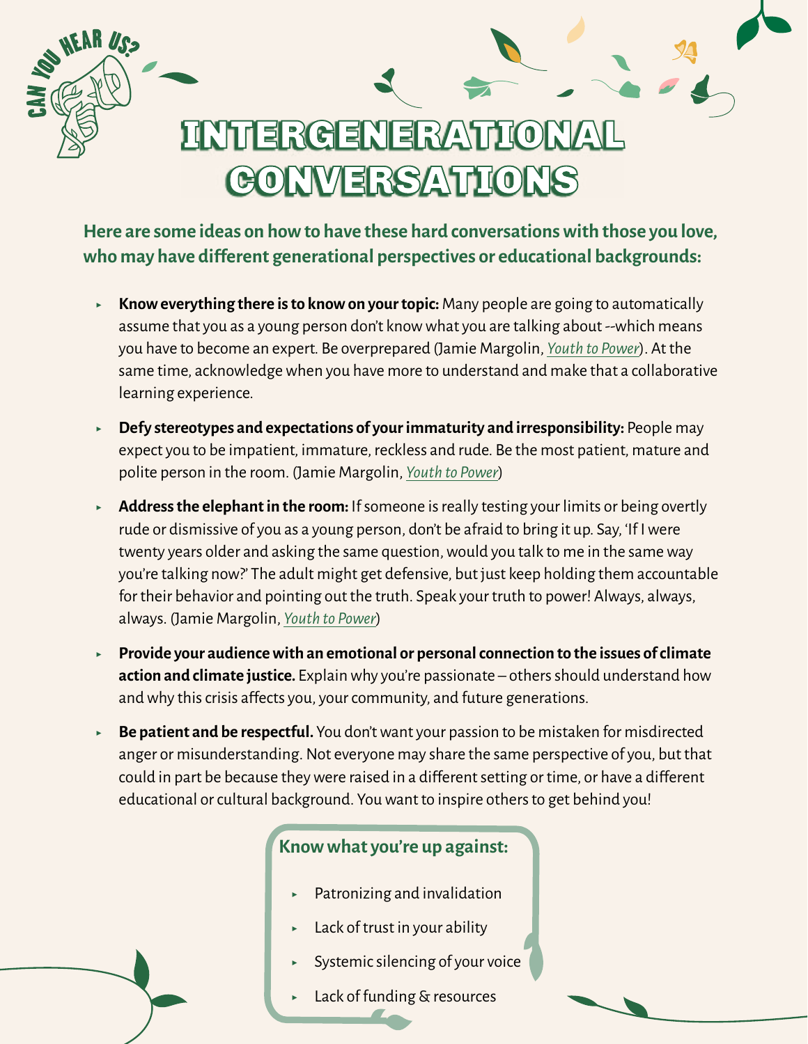CAN YOU HEAR US?

# INTERGENERATIONAL CONVERSATIONS

**Here are some ideas on how to have these hard conversations with those you love, who may have different generational perspectives or educational backgrounds:**

- **Know everything there is to know on your topic:** Many people are going to automatically assume that you as a young person don't know what you are talking about --which means you have to become an expert. Be overprepared (Jamie Margolin, *Youth to Power*). At the same time, acknowledge when you have more to understand and make that a collaborative learning experience.
- **Defy stereotypes and expectations of your immaturity and irresponsibility:** People may expect you to be impatient, immature, reckless and rude. Be the most patient, mature and polite person in the room. (Jamie Margolin, *Youth to Power*)
- **Address the elephant in the room:** If someone is really testing your limits or being overtly rude or dismissive of you as a young person, don't be afraid to bring it up. Say, 'If I were twenty years older and asking the same question, would you talk to me in the same way you're talking now?' The adult might get defensive, but just keep holding them accountable for their behavior and pointing out the truth. Speak your truth to power! Always, always, always. (Jamie Margolin, *Youth to Power*)
- **Provide your audience with an emotional or personal connection to the issues of climate action and climate justice.** Explain why you're passionate – others should understand how and why this crisis affects you, your community, and future generations.
- **Be patient and be respectful.** You don't want your passion to be mistaken for misdirected anger or misunderstanding. Not everyone may share the same perspective of you, but that could in part be because they were raised in a different setting or time, or have a different educational or cultural background. You want to inspire others to get behind you!

**Know what you're up against:**

- Patronizing and invalidation
- Lack of trust in your ability
- Systemic silencing of your voice
- Lack of funding & resources